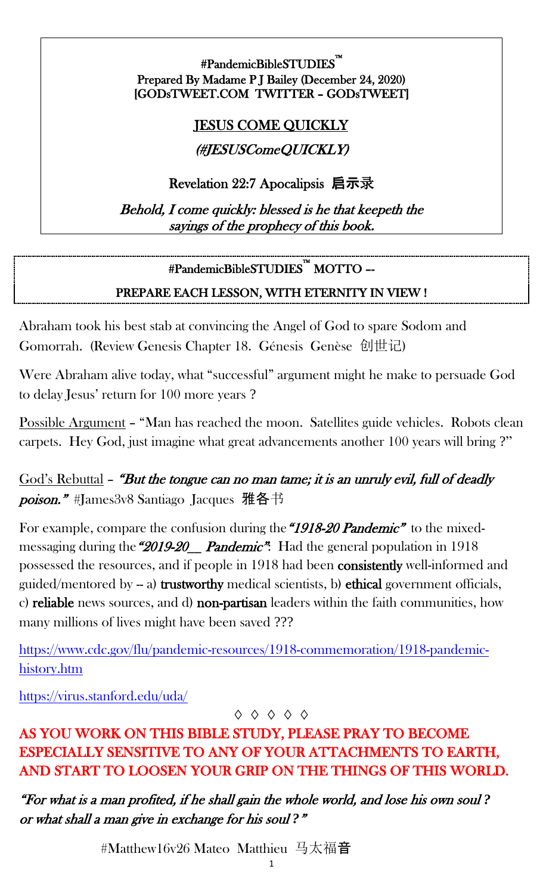**#PandemicBibleSTUDIES™**
**Prepared By Madame P J Bailey (December 24, 2020)**
**[GODsTWEET.COM TWITTER – GODsTWEET]**

# JESUS COME QUICKLY

## *(#JESUSComeQUICKLY)*

**Revelation 22:7 Apocalipsis 启示录**

*Behold, I come quickly: blessed is he that keepeth the sayings of the prophecy of this book.*

---

**#PandemicBibleSTUDIES™ MOTTO --**

**PREPARE EACH LESSON, WITH ETERNITY IN VIEW !**

---

Abraham took his best stab at convincing the Angel of God to spare Sodom and Gomorrah. (Review Genesis Chapter 18. Génesis Genèse 创世记)

Were Abraham alive today, what "successful" argument might he make to persuade God to delay Jesus' return for 100 more years ?

Possible Argument – "Man has reached the moon. Satellites guide vehicles. Robots clean carpets. Hey God, just imagine what great advancements another 100 years will bring ?"

God's Rebuttal – ***"But the tongue can no man tame; it is an unruly evil, full of deadly poison."*** #James3v8 Santiago Jacques 雅各书

For example, compare the confusion during the ***"1918-20 Pandemic"*** to the mixed-messaging during the ***"2019-20__ Pandemic"***: Had the general population in 1918 possessed the resources, and if people in 1918 had been **consistently** well-informed and guided/mentored by -- a) **trustworthy** medical scientists, b) **ethical** government officials, c) **reliable** news sources, and d) **non-partisan** leaders within the faith communities, how many millions of lives might have been saved ???

https://www.cdc.gov/flu/pandemic-resources/1918-commemoration/1918-pandemic-history.htm

https://virus.stanford.edu/uda/

◊ ◊ ◊ ◊ ◊

**AS YOU WORK ON THIS BIBLE STUDY, PLEASE PRAY TO BECOME ESPECIALLY SENSITIVE TO ANY OF YOUR ATTACHMENTS TO EARTH, AND START TO LOOSEN YOUR GRIP ON THE THINGS OF THIS WORLD.**

*"For what is a man profited, if he shall gain the whole world, and lose his own soul ? or what shall a man give in exchange for his soul ?"*

#Matthew16v26 Mateo Matthieu 马太福音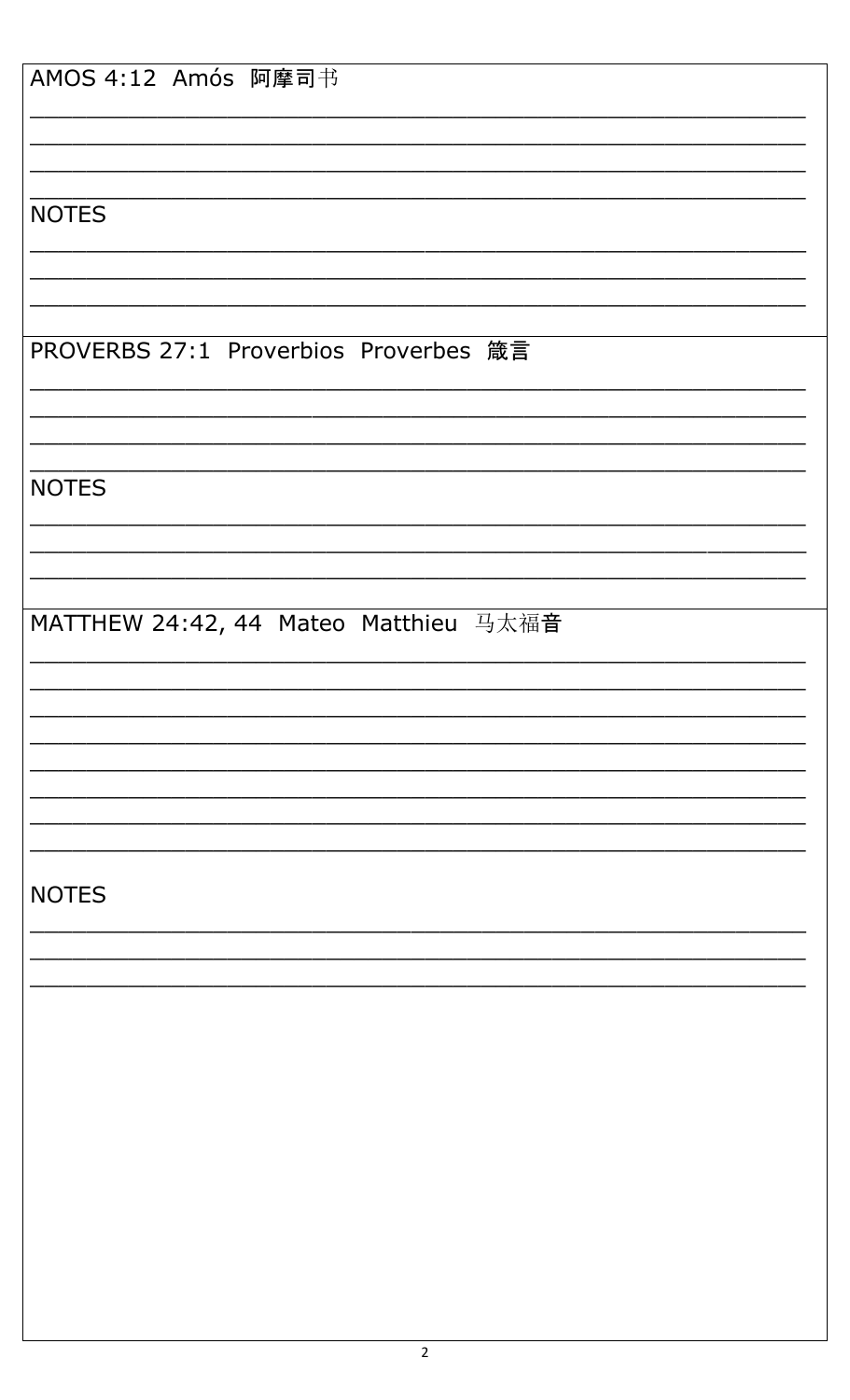AMOS 4:12 Amós 阿摩司书

\_\_\_\_\_\_\_\_\_\_\_\_\_\_\_\_\_\_\_\_\_\_\_\_\_\_\_\_\_\_\_\_\_\_\_\_\_\_\_\_\_\_\_\_\_\_\_\_\_\_\_\_\_\_\_\_\_\_\_\_

\_\_\_\_\_\_\_\_\_\_\_\_\_\_\_\_\_\_\_\_\_\_\_\_\_\_\_\_\_\_\_\_\_\_\_\_\_\_\_\_\_\_\_\_\_\_\_\_\_\_\_\_\_\_\_\_\_\_\_\_

\_\_\_\_\_\_\_\_\_\_\_\_\_\_\_\_\_\_\_\_\_\_\_\_\_\_\_\_\_\_\_\_\_\_\_\_\_\_\_\_\_\_\_\_\_\_\_\_\_\_\_\_\_\_\_\_\_\_\_\_

\_\_\_\_\_\_\_\_\_\_\_\_\_\_\_\_\_\_\_\_\_\_\_\_\_\_\_\_\_\_\_\_\_\_\_\_\_\_\_\_\_\_\_\_\_\_\_\_\_\_\_\_\_\_\_\_\_\_\_\_

NOTES

\_\_\_\_\_\_\_\_\_\_\_\_\_\_\_\_\_\_\_\_\_\_\_\_\_\_\_\_\_\_\_\_\_\_\_\_\_\_\_\_\_\_\_\_\_\_\_\_\_\_\_\_\_\_\_\_\_\_\_\_

\_\_\_\_\_\_\_\_\_\_\_\_\_\_\_\_\_\_\_\_\_\_\_\_\_\_\_\_\_\_\_\_\_\_\_\_\_\_\_\_\_\_\_\_\_\_\_\_\_\_\_\_\_\_\_\_\_\_\_\_

\_\_\_\_\_\_\_\_\_\_\_\_\_\_\_\_\_\_\_\_\_\_\_\_\_\_\_\_\_\_\_\_\_\_\_\_\_\_\_\_\_\_\_\_\_\_\_\_\_\_\_\_\_\_\_\_\_\_\_\_

PROVERBS 27:1 Proverbios Proverbes 箴言

\_\_\_\_\_\_\_\_\_\_\_\_\_\_\_\_\_\_\_\_\_\_\_\_\_\_\_\_\_\_\_\_\_\_\_\_\_\_\_\_\_\_\_\_\_\_\_\_\_\_\_\_\_\_\_\_\_\_\_\_

\_\_\_\_\_\_\_\_\_\_\_\_\_\_\_\_\_\_\_\_\_\_\_\_\_\_\_\_\_\_\_\_\_\_\_\_\_\_\_\_\_\_\_\_\_\_\_\_\_\_\_\_\_\_\_\_\_\_\_\_

\_\_\_\_\_\_\_\_\_\_\_\_\_\_\_\_\_\_\_\_\_\_\_\_\_\_\_\_\_\_\_\_\_\_\_\_\_\_\_\_\_\_\_\_\_\_\_\_\_\_\_\_\_\_\_\_\_\_\_\_

\_\_\_\_\_\_\_\_\_\_\_\_\_\_\_\_\_\_\_\_\_\_\_\_\_\_\_\_\_\_\_\_\_\_\_\_\_\_\_\_\_\_\_\_\_\_\_\_\_\_\_\_\_\_\_\_\_\_\_\_

NOTES

\_\_\_\_\_\_\_\_\_\_\_\_\_\_\_\_\_\_\_\_\_\_\_\_\_\_\_\_\_\_\_\_\_\_\_\_\_\_\_\_\_\_\_\_\_\_\_\_\_\_\_\_\_\_\_\_\_\_\_\_

\_\_\_\_\_\_\_\_\_\_\_\_\_\_\_\_\_\_\_\_\_\_\_\_\_\_\_\_\_\_\_\_\_\_\_\_\_\_\_\_\_\_\_\_\_\_\_\_\_\_\_\_\_\_\_\_\_\_\_\_

\_\_\_\_\_\_\_\_\_\_\_\_\_\_\_\_\_\_\_\_\_\_\_\_\_\_\_\_\_\_\_\_\_\_\_\_\_\_\_\_\_\_\_\_\_\_\_\_\_\_\_\_\_\_\_\_\_\_\_\_

MATTHEW 24:42, 44 Mateo Matthieu 马太福音

\_\_\_\_\_\_\_\_\_\_\_\_\_\_\_\_\_\_\_\_\_\_\_\_\_\_\_\_\_\_\_\_\_\_\_\_\_\_\_\_\_\_\_\_\_\_\_\_\_\_\_\_\_\_\_\_\_\_\_\_

\_\_\_\_\_\_\_\_\_\_\_\_\_\_\_\_\_\_\_\_\_\_\_\_\_\_\_\_\_\_\_\_\_\_\_\_\_\_\_\_\_\_\_\_\_\_\_\_\_\_\_\_\_\_\_\_\_\_\_\_

\_\_\_\_\_\_\_\_\_\_\_\_\_\_\_\_\_\_\_\_\_\_\_\_\_\_\_\_\_\_\_\_\_\_\_\_\_\_\_\_\_\_\_\_\_\_\_\_\_\_\_\_\_\_\_\_\_\_\_\_

\_\_\_\_\_\_\_\_\_\_\_\_\_\_\_\_\_\_\_\_\_\_\_\_\_\_\_\_\_\_\_\_\_\_\_\_\_\_\_\_\_\_\_\_\_\_\_\_\_\_\_\_\_\_\_\_\_\_\_\_

\_\_\_\_\_\_\_\_\_\_\_\_\_\_\_\_\_\_\_\_\_\_\_\_\_\_\_\_\_\_\_\_\_\_\_\_\_\_\_\_\_\_\_\_\_\_\_\_\_\_\_\_\_\_\_\_\_\_\_\_

\_\_\_\_\_\_\_\_\_\_\_\_\_\_\_\_\_\_\_\_\_\_\_\_\_\_\_\_\_\_\_\_\_\_\_\_\_\_\_\_\_\_\_\_\_\_\_\_\_\_\_\_\_\_\_\_\_\_\_\_

\_\_\_\_\_\_\_\_\_\_\_\_\_\_\_\_\_\_\_\_\_\_\_\_\_\_\_\_\_\_\_\_\_\_\_\_\_\_\_\_\_\_\_\_\_\_\_\_\_\_\_\_\_\_\_\_\_\_\_\_

\_\_\_\_\_\_\_\_\_\_\_\_\_\_\_\_\_\_\_\_\_\_\_\_\_\_\_\_\_\_\_\_\_\_\_\_\_\_\_\_\_\_\_\_\_\_\_\_\_\_\_\_\_\_\_\_\_\_\_\_

NOTES

\_\_\_\_\_\_\_\_\_\_\_\_\_\_\_\_\_\_\_\_\_\_\_\_\_\_\_\_\_\_\_\_\_\_\_\_\_\_\_\_\_\_\_\_\_\_\_\_\_\_\_\_\_\_\_\_\_\_\_\_

\_\_\_\_\_\_\_\_\_\_\_\_\_\_\_\_\_\_\_\_\_\_\_\_\_\_\_\_\_\_\_\_\_\_\_\_\_\_\_\_\_\_\_\_\_\_\_\_\_\_\_\_\_\_\_\_\_\_\_\_

\_\_\_\_\_\_\_\_\_\_\_\_\_\_\_\_\_\_\_\_\_\_\_\_\_\_\_\_\_\_\_\_\_\_\_\_\_\_\_\_\_\_\_\_\_\_\_\_\_\_\_\_\_\_\_\_\_\_\_\_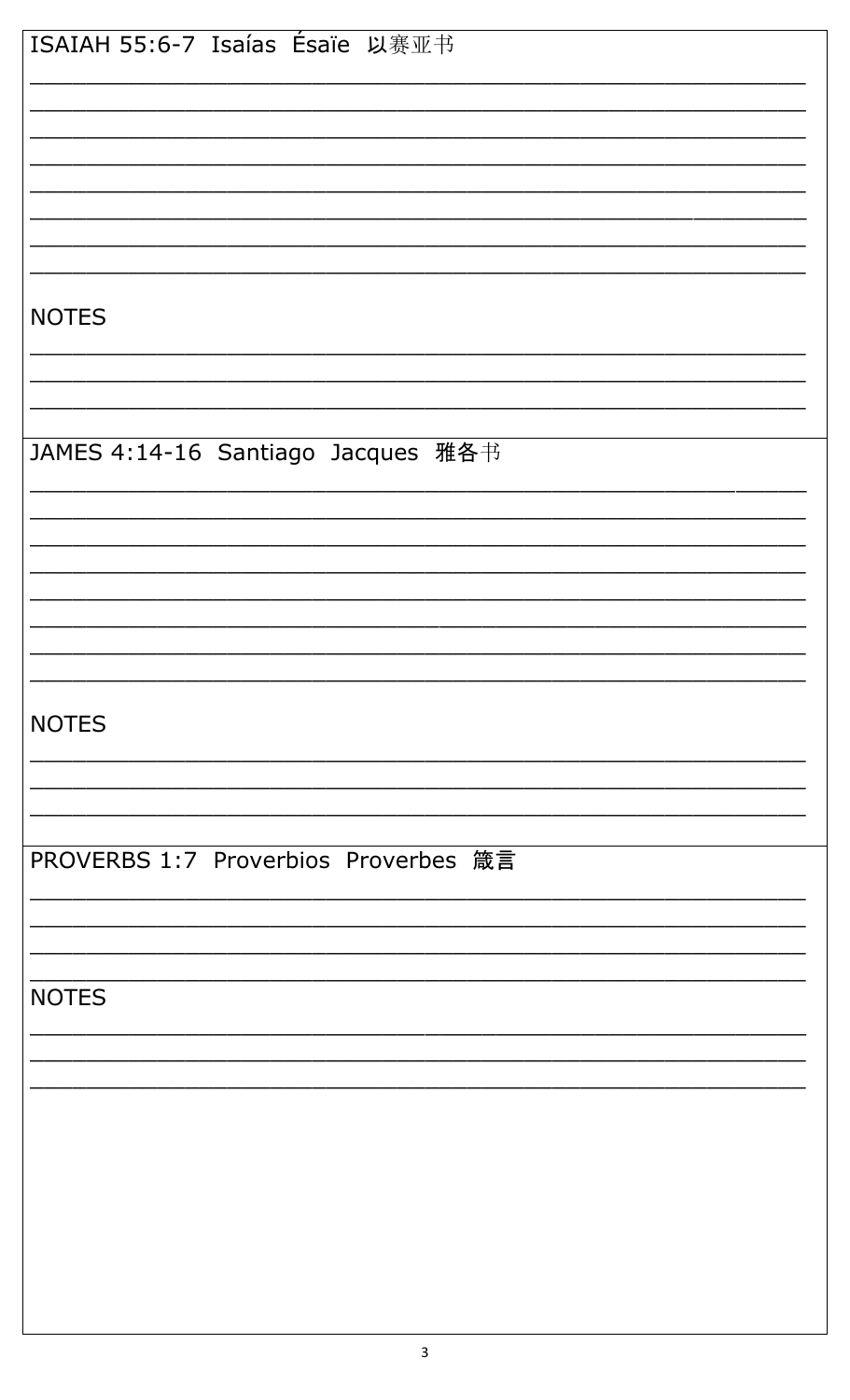ISAIAH 55:6-7 Isaías Ésaïe 以赛亚书

\_\_\_\_\_\_\_\_\_\_\_\_\_\_\_\_\_\_\_\_\_\_\_\_\_\_\_\_\_\_\_\_\_\_\_\_\_\_\_\_\_\_\_\_\_\_\_\_\_\_\_\_\_\_\_\_\_\_\_\_

\_\_\_\_\_\_\_\_\_\_\_\_\_\_\_\_\_\_\_\_\_\_\_\_\_\_\_\_\_\_\_\_\_\_\_\_\_\_\_\_\_\_\_\_\_\_\_\_\_\_\_\_\_\_\_\_\_\_\_\_

\_\_\_\_\_\_\_\_\_\_\_\_\_\_\_\_\_\_\_\_\_\_\_\_\_\_\_\_\_\_\_\_\_\_\_\_\_\_\_\_\_\_\_\_\_\_\_\_\_\_\_\_\_\_\_\_\_\_\_\_

\_\_\_\_\_\_\_\_\_\_\_\_\_\_\_\_\_\_\_\_\_\_\_\_\_\_\_\_\_\_\_\_\_\_\_\_\_\_\_\_\_\_\_\_\_\_\_\_\_\_\_\_\_\_\_\_\_\_\_\_

\_\_\_\_\_\_\_\_\_\_\_\_\_\_\_\_\_\_\_\_\_\_\_\_\_\_\_\_\_\_\_\_\_\_\_\_\_\_\_\_\_\_\_\_\_\_\_\_\_\_\_\_\_\_\_\_\_\_\_\_

\_\_\_\_\_\_\_\_\_\_\_\_\_\_\_\_\_\_\_\_\_\_\_\_\_\_\_\_\_\_\_\_\_\_\_\_\_\_\_\_\_\_\_\_\_\_\_\_\_\_\_\_\_\_\_\_\_\_\_\_

\_\_\_\_\_\_\_\_\_\_\_\_\_\_\_\_\_\_\_\_\_\_\_\_\_\_\_\_\_\_\_\_\_\_\_\_\_\_\_\_\_\_\_\_\_\_\_\_\_\_\_\_\_\_\_\_\_\_\_\_

\_\_\_\_\_\_\_\_\_\_\_\_\_\_\_\_\_\_\_\_\_\_\_\_\_\_\_\_\_\_\_\_\_\_\_\_\_\_\_\_\_\_\_\_\_\_\_\_\_\_\_\_\_\_\_\_\_\_\_\_

NOTES

\_\_\_\_\_\_\_\_\_\_\_\_\_\_\_\_\_\_\_\_\_\_\_\_\_\_\_\_\_\_\_\_\_\_\_\_\_\_\_\_\_\_\_\_\_\_\_\_\_\_\_\_\_\_\_\_\_\_\_\_

\_\_\_\_\_\_\_\_\_\_\_\_\_\_\_\_\_\_\_\_\_\_\_\_\_\_\_\_\_\_\_\_\_\_\_\_\_\_\_\_\_\_\_\_\_\_\_\_\_\_\_\_\_\_\_\_\_\_\_\_

\_\_\_\_\_\_\_\_\_\_\_\_\_\_\_\_\_\_\_\_\_\_\_\_\_\_\_\_\_\_\_\_\_\_\_\_\_\_\_\_\_\_\_\_\_\_\_\_\_\_\_\_\_\_\_\_\_\_\_\_

JAMES 4:14-16 Santiago Jacques 雅各书

\_\_\_\_\_\_\_\_\_\_\_\_\_\_\_\_\_\_\_\_\_\_\_\_\_\_\_\_\_\_\_\_\_\_\_\_\_\_\_\_\_\_\_\_\_\_\_\_\_\_\_\_\_\_\_\_\_\_\_\_

\_\_\_\_\_\_\_\_\_\_\_\_\_\_\_\_\_\_\_\_\_\_\_\_\_\_\_\_\_\_\_\_\_\_\_\_\_\_\_\_\_\_\_\_\_\_\_\_\_\_\_\_\_\_\_\_\_\_\_\_

\_\_\_\_\_\_\_\_\_\_\_\_\_\_\_\_\_\_\_\_\_\_\_\_\_\_\_\_\_\_\_\_\_\_\_\_\_\_\_\_\_\_\_\_\_\_\_\_\_\_\_\_\_\_\_\_\_\_\_\_

\_\_\_\_\_\_\_\_\_\_\_\_\_\_\_\_\_\_\_\_\_\_\_\_\_\_\_\_\_\_\_\_\_\_\_\_\_\_\_\_\_\_\_\_\_\_\_\_\_\_\_\_\_\_\_\_\_\_\_\_

\_\_\_\_\_\_\_\_\_\_\_\_\_\_\_\_\_\_\_\_\_\_\_\_\_\_\_\_\_\_\_\_\_\_\_\_\_\_\_\_\_\_\_\_\_\_\_\_\_\_\_\_\_\_\_\_\_\_\_\_

\_\_\_\_\_\_\_\_\_\_\_\_\_\_\_\_\_\_\_\_\_\_\_\_\_\_\_\_\_\_\_\_\_\_\_\_\_\_\_\_\_\_\_\_\_\_\_\_\_\_\_\_\_\_\_\_\_\_\_\_

\_\_\_\_\_\_\_\_\_\_\_\_\_\_\_\_\_\_\_\_\_\_\_\_\_\_\_\_\_\_\_\_\_\_\_\_\_\_\_\_\_\_\_\_\_\_\_\_\_\_\_\_\_\_\_\_\_\_\_\_

\_\_\_\_\_\_\_\_\_\_\_\_\_\_\_\_\_\_\_\_\_\_\_\_\_\_\_\_\_\_\_\_\_\_\_\_\_\_\_\_\_\_\_\_\_\_\_\_\_\_\_\_\_\_\_\_\_\_\_\_

NOTES

\_\_\_\_\_\_\_\_\_\_\_\_\_\_\_\_\_\_\_\_\_\_\_\_\_\_\_\_\_\_\_\_\_\_\_\_\_\_\_\_\_\_\_\_\_\_\_\_\_\_\_\_\_\_\_\_\_\_\_\_

\_\_\_\_\_\_\_\_\_\_\_\_\_\_\_\_\_\_\_\_\_\_\_\_\_\_\_\_\_\_\_\_\_\_\_\_\_\_\_\_\_\_\_\_\_\_\_\_\_\_\_\_\_\_\_\_\_\_\_\_

\_\_\_\_\_\_\_\_\_\_\_\_\_\_\_\_\_\_\_\_\_\_\_\_\_\_\_\_\_\_\_\_\_\_\_\_\_\_\_\_\_\_\_\_\_\_\_\_\_\_\_\_\_\_\_\_\_\_\_\_

PROVERBS 1:7 Proverbios Proverbes 箴言

\_\_\_\_\_\_\_\_\_\_\_\_\_\_\_\_\_\_\_\_\_\_\_\_\_\_\_\_\_\_\_\_\_\_\_\_\_\_\_\_\_\_\_\_\_\_\_\_\_\_\_\_\_\_\_\_\_\_\_\_

\_\_\_\_\_\_\_\_\_\_\_\_\_\_\_\_\_\_\_\_\_\_\_\_\_\_\_\_\_\_\_\_\_\_\_\_\_\_\_\_\_\_\_\_\_\_\_\_\_\_\_\_\_\_\_\_\_\_\_\_

\_\_\_\_\_\_\_\_\_\_\_\_\_\_\_\_\_\_\_\_\_\_\_\_\_\_\_\_\_\_\_\_\_\_\_\_\_\_\_\_\_\_\_\_\_\_\_\_\_\_\_\_\_\_\_\_\_\_\_\_

\_\_\_\_\_\_\_\_\_\_\_\_\_\_\_\_\_\_\_\_\_\_\_\_\_\_\_\_\_\_\_\_\_\_\_\_\_\_\_\_\_\_\_\_\_\_\_\_\_\_\_\_\_\_\_\_\_\_\_\_

NOTES

\_\_\_\_\_\_\_\_\_\_\_\_\_\_\_\_\_\_\_\_\_\_\_\_\_\_\_\_\_\_\_\_\_\_\_\_\_\_\_\_\_\_\_\_\_\_\_\_\_\_\_\_\_\_\_\_\_\_\_\_

\_\_\_\_\_\_\_\_\_\_\_\_\_\_\_\_\_\_\_\_\_\_\_\_\_\_\_\_\_\_\_\_\_\_\_\_\_\_\_\_\_\_\_\_\_\_\_\_\_\_\_\_\_\_\_\_\_\_\_\_

\_\_\_\_\_\_\_\_\_\_\_\_\_\_\_\_\_\_\_\_\_\_\_\_\_\_\_\_\_\_\_\_\_\_\_\_\_\_\_\_\_\_\_\_\_\_\_\_\_\_\_\_\_\_\_\_\_\_\_\_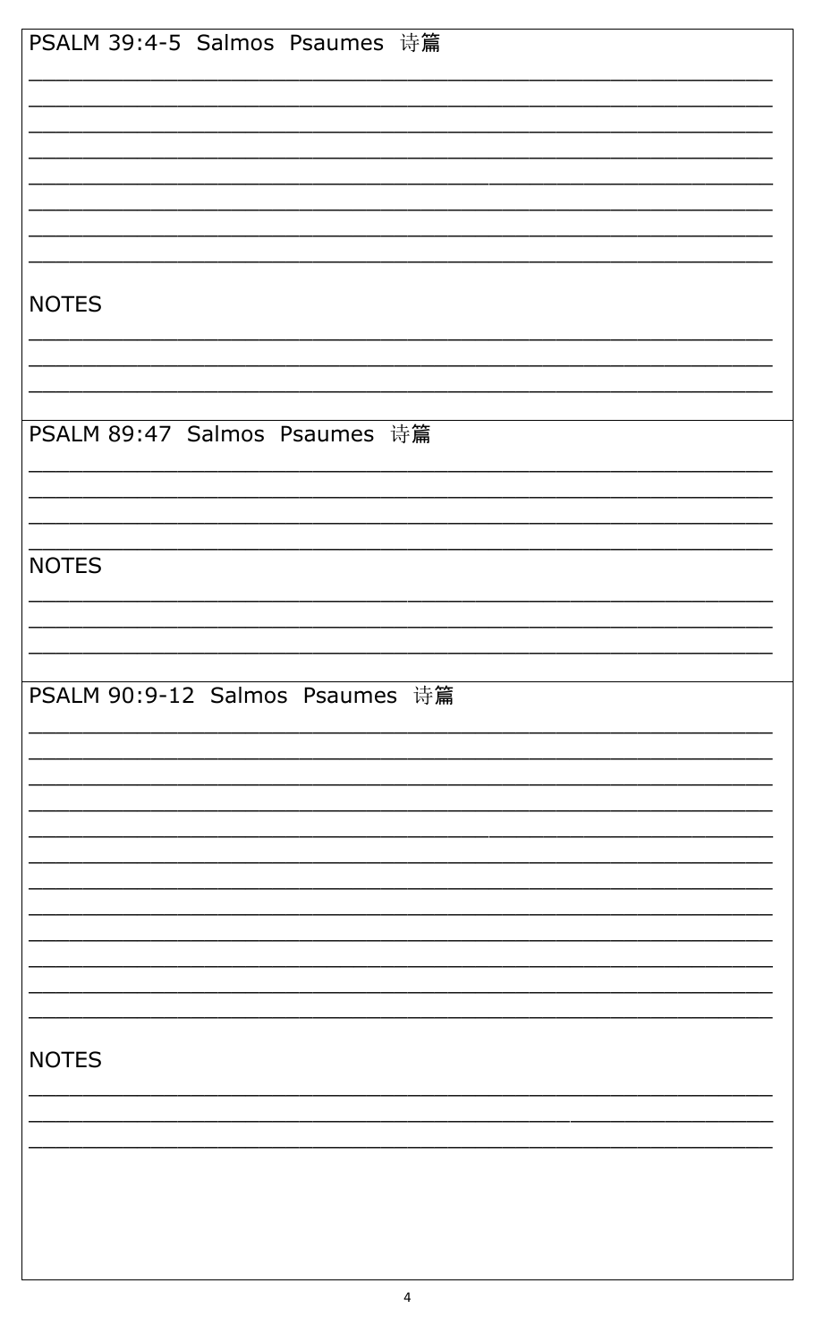## PSALM 39:4-5 Salmos Psaumes 诗篇

\_\_\_\_\_\_\_\_\_\_\_\_\_\_\_\_\_\_\_\_\_\_\_\_\_\_\_\_\_\_\_\_\_\_\_\_\_\_\_\_\_\_\_\_\_\_\_\_\_\_\_\_\_\_\_\_\_\_
\_\_\_\_\_\_\_\_\_\_\_\_\_\_\_\_\_\_\_\_\_\_\_\_\_\_\_\_\_\_\_\_\_\_\_\_\_\_\_\_\_\_\_\_\_\_\_\_\_\_\_\_\_\_\_\_\_\_
\_\_\_\_\_\_\_\_\_\_\_\_\_\_\_\_\_\_\_\_\_\_\_\_\_\_\_\_\_\_\_\_\_\_\_\_\_\_\_\_\_\_\_\_\_\_\_\_\_\_\_\_\_\_\_\_\_\_
\_\_\_\_\_\_\_\_\_\_\_\_\_\_\_\_\_\_\_\_\_\_\_\_\_\_\_\_\_\_\_\_\_\_\_\_\_\_\_\_\_\_\_\_\_\_\_\_\_\_\_\_\_\_\_\_\_\_
\_\_\_\_\_\_\_\_\_\_\_\_\_\_\_\_\_\_\_\_\_\_\_\_\_\_\_\_\_\_\_\_\_\_\_\_\_\_\_\_\_\_\_\_\_\_\_\_\_\_\_\_\_\_\_\_\_\_
\_\_\_\_\_\_\_\_\_\_\_\_\_\_\_\_\_\_\_\_\_\_\_\_\_\_\_\_\_\_\_\_\_\_\_\_\_\_\_\_\_\_\_\_\_\_\_\_\_\_\_\_\_\_\_\_\_\_
\_\_\_\_\_\_\_\_\_\_\_\_\_\_\_\_\_\_\_\_\_\_\_\_\_\_\_\_\_\_\_\_\_\_\_\_\_\_\_\_\_\_\_\_\_\_\_\_\_\_\_\_\_\_\_\_\_\_
\_\_\_\_\_\_\_\_\_\_\_\_\_\_\_\_\_\_\_\_\_\_\_\_\_\_\_\_\_\_\_\_\_\_\_\_\_\_\_\_\_\_\_\_\_\_\_\_\_\_\_\_\_\_\_\_\_\_

NOTES

\_\_\_\_\_\_\_\_\_\_\_\_\_\_\_\_\_\_\_\_\_\_\_\_\_\_\_\_\_\_\_\_\_\_\_\_\_\_\_\_\_\_\_\_\_\_\_\_\_\_\_\_\_\_\_\_\_\_
\_\_\_\_\_\_\_\_\_\_\_\_\_\_\_\_\_\_\_\_\_\_\_\_\_\_\_\_\_\_\_\_\_\_\_\_\_\_\_\_\_\_\_\_\_\_\_\_\_\_\_\_\_\_\_\_\_\_
\_\_\_\_\_\_\_\_\_\_\_\_\_\_\_\_\_\_\_\_\_\_\_\_\_\_\_\_\_\_\_\_\_\_\_\_\_\_\_\_\_\_\_\_\_\_\_\_\_\_\_\_\_\_\_\_\_\_

## PSALM 89:47 Salmos Psaumes 诗篇

\_\_\_\_\_\_\_\_\_\_\_\_\_\_\_\_\_\_\_\_\_\_\_\_\_\_\_\_\_\_\_\_\_\_\_\_\_\_\_\_\_\_\_\_\_\_\_\_\_\_\_\_\_\_\_\_\_\_
\_\_\_\_\_\_\_\_\_\_\_\_\_\_\_\_\_\_\_\_\_\_\_\_\_\_\_\_\_\_\_\_\_\_\_\_\_\_\_\_\_\_\_\_\_\_\_\_\_\_\_\_\_\_\_\_\_\_
\_\_\_\_\_\_\_\_\_\_\_\_\_\_\_\_\_\_\_\_\_\_\_\_\_\_\_\_\_\_\_\_\_\_\_\_\_\_\_\_\_\_\_\_\_\_\_\_\_\_\_\_\_\_\_\_\_\_
\_\_\_\_\_\_\_\_\_\_\_\_\_\_\_\_\_\_\_\_\_\_\_\_\_\_\_\_\_\_\_\_\_\_\_\_\_\_\_\_\_\_\_\_\_\_\_\_\_\_\_\_\_\_\_\_\_\_

NOTES

\_\_\_\_\_\_\_\_\_\_\_\_\_\_\_\_\_\_\_\_\_\_\_\_\_\_\_\_\_\_\_\_\_\_\_\_\_\_\_\_\_\_\_\_\_\_\_\_\_\_\_\_\_\_\_\_\_\_
\_\_\_\_\_\_\_\_\_\_\_\_\_\_\_\_\_\_\_\_\_\_\_\_\_\_\_\_\_\_\_\_\_\_\_\_\_\_\_\_\_\_\_\_\_\_\_\_\_\_\_\_\_\_\_\_\_\_
\_\_\_\_\_\_\_\_\_\_\_\_\_\_\_\_\_\_\_\_\_\_\_\_\_\_\_\_\_\_\_\_\_\_\_\_\_\_\_\_\_\_\_\_\_\_\_\_\_\_\_\_\_\_\_\_\_\_

## PSALM 90:9-12 Salmos Psaumes 诗篇

\_\_\_\_\_\_\_\_\_\_\_\_\_\_\_\_\_\_\_\_\_\_\_\_\_\_\_\_\_\_\_\_\_\_\_\_\_\_\_\_\_\_\_\_\_\_\_\_\_\_\_\_\_\_\_\_\_\_
\_\_\_\_\_\_\_\_\_\_\_\_\_\_\_\_\_\_\_\_\_\_\_\_\_\_\_\_\_\_\_\_\_\_\_\_\_\_\_\_\_\_\_\_\_\_\_\_\_\_\_\_\_\_\_\_\_\_
\_\_\_\_\_\_\_\_\_\_\_\_\_\_\_\_\_\_\_\_\_\_\_\_\_\_\_\_\_\_\_\_\_\_\_\_\_\_\_\_\_\_\_\_\_\_\_\_\_\_\_\_\_\_\_\_\_\_
\_\_\_\_\_\_\_\_\_\_\_\_\_\_\_\_\_\_\_\_\_\_\_\_\_\_\_\_\_\_\_\_\_\_\_\_\_\_\_\_\_\_\_\_\_\_\_\_\_\_\_\_\_\_\_\_\_\_
\_\_\_\_\_\_\_\_\_\_\_\_\_\_\_\_\_\_\_\_\_\_\_\_\_\_\_\_\_\_\_\_\_\_\_\_\_\_\_\_\_\_\_\_\_\_\_\_\_\_\_\_\_\_\_\_\_\_
\_\_\_\_\_\_\_\_\_\_\_\_\_\_\_\_\_\_\_\_\_\_\_\_\_\_\_\_\_\_\_\_\_\_\_\_\_\_\_\_\_\_\_\_\_\_\_\_\_\_\_\_\_\_\_\_\_\_
\_\_\_\_\_\_\_\_\_\_\_\_\_\_\_\_\_\_\_\_\_\_\_\_\_\_\_\_\_\_\_\_\_\_\_\_\_\_\_\_\_\_\_\_\_\_\_\_\_\_\_\_\_\_\_\_\_\_
\_\_\_\_\_\_\_\_\_\_\_\_\_\_\_\_\_\_\_\_\_\_\_\_\_\_\_\_\_\_\_\_\_\_\_\_\_\_\_\_\_\_\_\_\_\_\_\_\_\_\_\_\_\_\_\_\_\_
\_\_\_\_\_\_\_\_\_\_\_\_\_\_\_\_\_\_\_\_\_\_\_\_\_\_\_\_\_\_\_\_\_\_\_\_\_\_\_\_\_\_\_\_\_\_\_\_\_\_\_\_\_\_\_\_\_\_
\_\_\_\_\_\_\_\_\_\_\_\_\_\_\_\_\_\_\_\_\_\_\_\_\_\_\_\_\_\_\_\_\_\_\_\_\_\_\_\_\_\_\_\_\_\_\_\_\_\_\_\_\_\_\_\_\_\_
\_\_\_\_\_\_\_\_\_\_\_\_\_\_\_\_\_\_\_\_\_\_\_\_\_\_\_\_\_\_\_\_\_\_\_\_\_\_\_\_\_\_\_\_\_\_\_\_\_\_\_\_\_\_\_\_\_\_
\_\_\_\_\_\_\_\_\_\_\_\_\_\_\_\_\_\_\_\_\_\_\_\_\_\_\_\_\_\_\_\_\_\_\_\_\_\_\_\_\_\_\_\_\_\_\_\_\_\_\_\_\_\_\_\_\_\_

NOTES

\_\_\_\_\_\_\_\_\_\_\_\_\_\_\_\_\_\_\_\_\_\_\_\_\_\_\_\_\_\_\_\_\_\_\_\_\_\_\_\_\_\_\_\_\_\_\_\_\_\_\_\_\_\_\_\_\_\_
\_\_\_\_\_\_\_\_\_\_\_\_\_\_\_\_\_\_\_\_\_\_\_\_\_\_\_\_\_\_\_\_\_\_\_\_\_\_\_\_\_\_\_\_\_\_\_\_\_\_\_\_\_\_\_\_\_\_
\_\_\_\_\_\_\_\_\_\_\_\_\_\_\_\_\_\_\_\_\_\_\_\_\_\_\_\_\_\_\_\_\_\_\_\_\_\_\_\_\_\_\_\_\_\_\_\_\_\_\_\_\_\_\_\_\_\_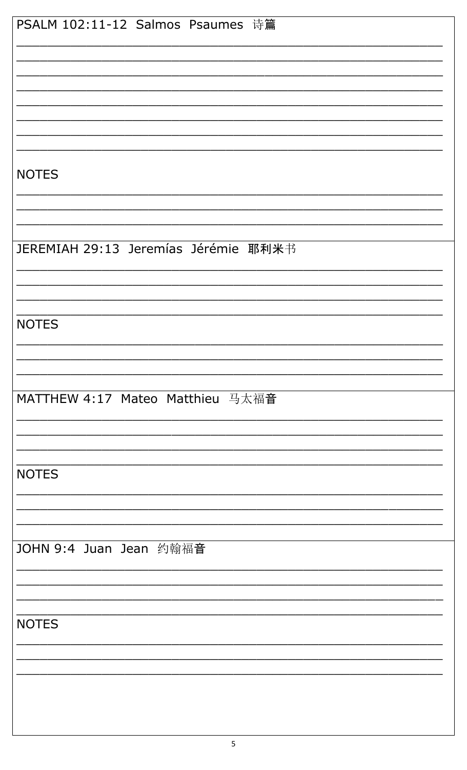PSALM 102:11-12  Salmos  Psaumes  诗篇

\_\_\_\_\_\_\_\_\_\_\_\_\_\_\_\_\_\_\_\_\_\_\_\_\_\_\_\_\_\_\_\_\_\_\_\_\_\_\_\_\_\_\_\_\_\_\_\_

\_\_\_\_\_\_\_\_\_\_\_\_\_\_\_\_\_\_\_\_\_\_\_\_\_\_\_\_\_\_\_\_\_\_\_\_\_\_\_\_\_\_\_\_\_\_\_\_

\_\_\_\_\_\_\_\_\_\_\_\_\_\_\_\_\_\_\_\_\_\_\_\_\_\_\_\_\_\_\_\_\_\_\_\_\_\_\_\_\_\_\_\_\_\_\_\_

\_\_\_\_\_\_\_\_\_\_\_\_\_\_\_\_\_\_\_\_\_\_\_\_\_\_\_\_\_\_\_\_\_\_\_\_\_\_\_\_\_\_\_\_\_\_\_\_

\_\_\_\_\_\_\_\_\_\_\_\_\_\_\_\_\_\_\_\_\_\_\_\_\_\_\_\_\_\_\_\_\_\_\_\_\_\_\_\_\_\_\_\_\_\_\_\_

\_\_\_\_\_\_\_\_\_\_\_\_\_\_\_\_\_\_\_\_\_\_\_\_\_\_\_\_\_\_\_\_\_\_\_\_\_\_\_\_\_\_\_\_\_\_\_\_

\_\_\_\_\_\_\_\_\_\_\_\_\_\_\_\_\_\_\_\_\_\_\_\_\_\_\_\_\_\_\_\_\_\_\_\_\_\_\_\_\_\_\_\_\_\_\_\_

\_\_\_\_\_\_\_\_\_\_\_\_\_\_\_\_\_\_\_\_\_\_\_\_\_\_\_\_\_\_\_\_\_\_\_\_\_\_\_\_\_\_\_\_\_\_\_\_

NOTES

\_\_\_\_\_\_\_\_\_\_\_\_\_\_\_\_\_\_\_\_\_\_\_\_\_\_\_\_\_\_\_\_\_\_\_\_\_\_\_\_\_\_\_\_\_\_\_\_

\_\_\_\_\_\_\_\_\_\_\_\_\_\_\_\_\_\_\_\_\_\_\_\_\_\_\_\_\_\_\_\_\_\_\_\_\_\_\_\_\_\_\_\_\_\_\_\_

\_\_\_\_\_\_\_\_\_\_\_\_\_\_\_\_\_\_\_\_\_\_\_\_\_\_\_\_\_\_\_\_\_\_\_\_\_\_\_\_\_\_\_\_\_\_\_\_

JEREMIAH 29:13  Jeremías  Jérémie  耶利米书

\_\_\_\_\_\_\_\_\_\_\_\_\_\_\_\_\_\_\_\_\_\_\_\_\_\_\_\_\_\_\_\_\_\_\_\_\_\_\_\_\_\_\_\_\_\_\_\_

\_\_\_\_\_\_\_\_\_\_\_\_\_\_\_\_\_\_\_\_\_\_\_\_\_\_\_\_\_\_\_\_\_\_\_\_\_\_\_\_\_\_\_\_\_\_\_\_

\_\_\_\_\_\_\_\_\_\_\_\_\_\_\_\_\_\_\_\_\_\_\_\_\_\_\_\_\_\_\_\_\_\_\_\_\_\_\_\_\_\_\_\_\_\_\_\_

\_\_\_\_\_\_\_\_\_\_\_\_\_\_\_\_\_\_\_\_\_\_\_\_\_\_\_\_\_\_\_\_\_\_\_\_\_\_\_\_\_\_\_\_\_\_\_\_

NOTES

\_\_\_\_\_\_\_\_\_\_\_\_\_\_\_\_\_\_\_\_\_\_\_\_\_\_\_\_\_\_\_\_\_\_\_\_\_\_\_\_\_\_\_\_\_\_\_\_

\_\_\_\_\_\_\_\_\_\_\_\_\_\_\_\_\_\_\_\_\_\_\_\_\_\_\_\_\_\_\_\_\_\_\_\_\_\_\_\_\_\_\_\_\_\_\_\_

\_\_\_\_\_\_\_\_\_\_\_\_\_\_\_\_\_\_\_\_\_\_\_\_\_\_\_\_\_\_\_\_\_\_\_\_\_\_\_\_\_\_\_\_\_\_\_\_

MATTHEW 4:17  Mateo  Matthieu  马太福音

\_\_\_\_\_\_\_\_\_\_\_\_\_\_\_\_\_\_\_\_\_\_\_\_\_\_\_\_\_\_\_\_\_\_\_\_\_\_\_\_\_\_\_\_\_\_\_\_

\_\_\_\_\_\_\_\_\_\_\_\_\_\_\_\_\_\_\_\_\_\_\_\_\_\_\_\_\_\_\_\_\_\_\_\_\_\_\_\_\_\_\_\_\_\_\_\_

\_\_\_\_\_\_\_\_\_\_\_\_\_\_\_\_\_\_\_\_\_\_\_\_\_\_\_\_\_\_\_\_\_\_\_\_\_\_\_\_\_\_\_\_\_\_\_\_

\_\_\_\_\_\_\_\_\_\_\_\_\_\_\_\_\_\_\_\_\_\_\_\_\_\_\_\_\_\_\_\_\_\_\_\_\_\_\_\_\_\_\_\_\_\_\_\_

NOTES

\_\_\_\_\_\_\_\_\_\_\_\_\_\_\_\_\_\_\_\_\_\_\_\_\_\_\_\_\_\_\_\_\_\_\_\_\_\_\_\_\_\_\_\_\_\_\_\_

\_\_\_\_\_\_\_\_\_\_\_\_\_\_\_\_\_\_\_\_\_\_\_\_\_\_\_\_\_\_\_\_\_\_\_\_\_\_\_\_\_\_\_\_\_\_\_\_

\_\_\_\_\_\_\_\_\_\_\_\_\_\_\_\_\_\_\_\_\_\_\_\_\_\_\_\_\_\_\_\_\_\_\_\_\_\_\_\_\_\_\_\_\_\_\_\_

JOHN 9:4  Juan  Jean  约翰福音

\_\_\_\_\_\_\_\_\_\_\_\_\_\_\_\_\_\_\_\_\_\_\_\_\_\_\_\_\_\_\_\_\_\_\_\_\_\_\_\_\_\_\_\_\_\_\_\_

\_\_\_\_\_\_\_\_\_\_\_\_\_\_\_\_\_\_\_\_\_\_\_\_\_\_\_\_\_\_\_\_\_\_\_\_\_\_\_\_\_\_\_\_\_\_\_\_

\_\_\_\_\_\_\_\_\_\_\_\_\_\_\_\_\_\_\_\_\_\_\_\_\_\_\_\_\_\_\_\_\_\_\_\_\_\_\_\_\_\_\_\_\_\_\_\_

\_\_\_\_\_\_\_\_\_\_\_\_\_\_\_\_\_\_\_\_\_\_\_\_\_\_\_\_\_\_\_\_\_\_\_\_\_\_\_\_\_\_\_\_\_\_\_\_

NOTES

\_\_\_\_\_\_\_\_\_\_\_\_\_\_\_\_\_\_\_\_\_\_\_\_\_\_\_\_\_\_\_\_\_\_\_\_\_\_\_\_\_\_\_\_\_\_\_\_

\_\_\_\_\_\_\_\_\_\_\_\_\_\_\_\_\_\_\_\_\_\_\_\_\_\_\_\_\_\_\_\_\_\_\_\_\_\_\_\_\_\_\_\_\_\_\_\_

\_\_\_\_\_\_\_\_\_\_\_\_\_\_\_\_\_\_\_\_\_\_\_\_\_\_\_\_\_\_\_\_\_\_\_\_\_\_\_\_\_\_\_\_\_\_\_\_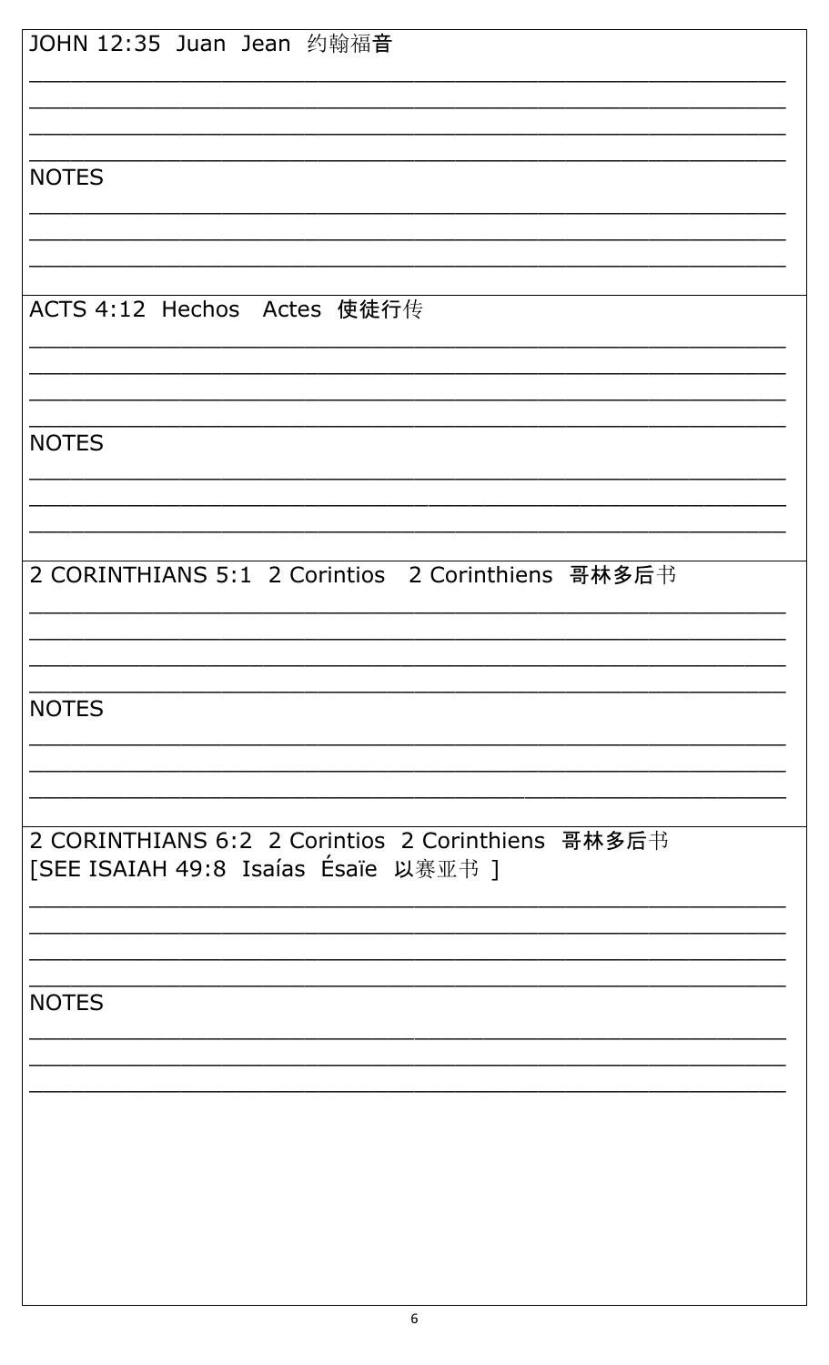JOHN 12:35 Juan Jean 约翰福音

\_\_\_\_\_\_\_\_\_\_\_\_\_\_\_\_\_\_\_\_\_\_\_\_\_\_\_\_\_\_\_\_\_\_\_\_\_\_\_\_\_\_\_\_\_\_\_\_\_\_\_\_\_\_\_\_\_\_

\_\_\_\_\_\_\_\_\_\_\_\_\_\_\_\_\_\_\_\_\_\_\_\_\_\_\_\_\_\_\_\_\_\_\_\_\_\_\_\_\_\_\_\_\_\_\_\_\_\_\_\_\_\_\_\_\_\_

\_\_\_\_\_\_\_\_\_\_\_\_\_\_\_\_\_\_\_\_\_\_\_\_\_\_\_\_\_\_\_\_\_\_\_\_\_\_\_\_\_\_\_\_\_\_\_\_\_\_\_\_\_\_\_\_\_\_

\_\_\_\_\_\_\_\_\_\_\_\_\_\_\_\_\_\_\_\_\_\_\_\_\_\_\_\_\_\_\_\_\_\_\_\_\_\_\_\_\_\_\_\_\_\_\_\_\_\_\_\_\_\_\_\_\_\_

NOTES

\_\_\_\_\_\_\_\_\_\_\_\_\_\_\_\_\_\_\_\_\_\_\_\_\_\_\_\_\_\_\_\_\_\_\_\_\_\_\_\_\_\_\_\_\_\_\_\_\_\_\_\_\_\_\_\_\_\_

\_\_\_\_\_\_\_\_\_\_\_\_\_\_\_\_\_\_\_\_\_\_\_\_\_\_\_\_\_\_\_\_\_\_\_\_\_\_\_\_\_\_\_\_\_\_\_\_\_\_\_\_\_\_\_\_\_\_

\_\_\_\_\_\_\_\_\_\_\_\_\_\_\_\_\_\_\_\_\_\_\_\_\_\_\_\_\_\_\_\_\_\_\_\_\_\_\_\_\_\_\_\_\_\_\_\_\_\_\_\_\_\_\_\_\_\_

ACTS 4:12 Hechos Actes 使徒行传

\_\_\_\_\_\_\_\_\_\_\_\_\_\_\_\_\_\_\_\_\_\_\_\_\_\_\_\_\_\_\_\_\_\_\_\_\_\_\_\_\_\_\_\_\_\_\_\_\_\_\_\_\_\_\_\_\_\_

\_\_\_\_\_\_\_\_\_\_\_\_\_\_\_\_\_\_\_\_\_\_\_\_\_\_\_\_\_\_\_\_\_\_\_\_\_\_\_\_\_\_\_\_\_\_\_\_\_\_\_\_\_\_\_\_\_\_

\_\_\_\_\_\_\_\_\_\_\_\_\_\_\_\_\_\_\_\_\_\_\_\_\_\_\_\_\_\_\_\_\_\_\_\_\_\_\_\_\_\_\_\_\_\_\_\_\_\_\_\_\_\_\_\_\_\_

\_\_\_\_\_\_\_\_\_\_\_\_\_\_\_\_\_\_\_\_\_\_\_\_\_\_\_\_\_\_\_\_\_\_\_\_\_\_\_\_\_\_\_\_\_\_\_\_\_\_\_\_\_\_\_\_\_\_

NOTES

\_\_\_\_\_\_\_\_\_\_\_\_\_\_\_\_\_\_\_\_\_\_\_\_\_\_\_\_\_\_\_\_\_\_\_\_\_\_\_\_\_\_\_\_\_\_\_\_\_\_\_\_\_\_\_\_\_\_

\_\_\_\_\_\_\_\_\_\_\_\_\_\_\_\_\_\_\_\_\_\_\_\_\_\_\_\_\_\_\_\_\_\_\_\_\_\_\_\_\_\_\_\_\_\_\_\_\_\_\_\_\_\_\_\_\_\_

\_\_\_\_\_\_\_\_\_\_\_\_\_\_\_\_\_\_\_\_\_\_\_\_\_\_\_\_\_\_\_\_\_\_\_\_\_\_\_\_\_\_\_\_\_\_\_\_\_\_\_\_\_\_\_\_\_\_

2 CORINTHIANS 5:1 2 Corintios 2 Corinthiens 哥林多后书

\_\_\_\_\_\_\_\_\_\_\_\_\_\_\_\_\_\_\_\_\_\_\_\_\_\_\_\_\_\_\_\_\_\_\_\_\_\_\_\_\_\_\_\_\_\_\_\_\_\_\_\_\_\_\_\_\_\_

\_\_\_\_\_\_\_\_\_\_\_\_\_\_\_\_\_\_\_\_\_\_\_\_\_\_\_\_\_\_\_\_\_\_\_\_\_\_\_\_\_\_\_\_\_\_\_\_\_\_\_\_\_\_\_\_\_\_

\_\_\_\_\_\_\_\_\_\_\_\_\_\_\_\_\_\_\_\_\_\_\_\_\_\_\_\_\_\_\_\_\_\_\_\_\_\_\_\_\_\_\_\_\_\_\_\_\_\_\_\_\_\_\_\_\_\_

\_\_\_\_\_\_\_\_\_\_\_\_\_\_\_\_\_\_\_\_\_\_\_\_\_\_\_\_\_\_\_\_\_\_\_\_\_\_\_\_\_\_\_\_\_\_\_\_\_\_\_\_\_\_\_\_\_\_

NOTES

\_\_\_\_\_\_\_\_\_\_\_\_\_\_\_\_\_\_\_\_\_\_\_\_\_\_\_\_\_\_\_\_\_\_\_\_\_\_\_\_\_\_\_\_\_\_\_\_\_\_\_\_\_\_\_\_\_\_

\_\_\_\_\_\_\_\_\_\_\_\_\_\_\_\_\_\_\_\_\_\_\_\_\_\_\_\_\_\_\_\_\_\_\_\_\_\_\_\_\_\_\_\_\_\_\_\_\_\_\_\_\_\_\_\_\_\_

\_\_\_\_\_\_\_\_\_\_\_\_\_\_\_\_\_\_\_\_\_\_\_\_\_\_\_\_\_\_\_\_\_\_\_\_\_\_\_\_\_\_\_\_\_\_\_\_\_\_\_\_\_\_\_\_\_\_

2 CORINTHIANS 6:2 2 Corintios 2 Corinthiens 哥林多后书
[SEE ISAIAH 49:8 Isaías Ésaïe 以赛亚书 ]

\_\_\_\_\_\_\_\_\_\_\_\_\_\_\_\_\_\_\_\_\_\_\_\_\_\_\_\_\_\_\_\_\_\_\_\_\_\_\_\_\_\_\_\_\_\_\_\_\_\_\_\_\_\_\_\_\_\_

\_\_\_\_\_\_\_\_\_\_\_\_\_\_\_\_\_\_\_\_\_\_\_\_\_\_\_\_\_\_\_\_\_\_\_\_\_\_\_\_\_\_\_\_\_\_\_\_\_\_\_\_\_\_\_\_\_\_

\_\_\_\_\_\_\_\_\_\_\_\_\_\_\_\_\_\_\_\_\_\_\_\_\_\_\_\_\_\_\_\_\_\_\_\_\_\_\_\_\_\_\_\_\_\_\_\_\_\_\_\_\_\_\_\_\_\_

\_\_\_\_\_\_\_\_\_\_\_\_\_\_\_\_\_\_\_\_\_\_\_\_\_\_\_\_\_\_\_\_\_\_\_\_\_\_\_\_\_\_\_\_\_\_\_\_\_\_\_\_\_\_\_\_\_\_

NOTES

\_\_\_\_\_\_\_\_\_\_\_\_\_\_\_\_\_\_\_\_\_\_\_\_\_\_\_\_\_\_\_\_\_\_\_\_\_\_\_\_\_\_\_\_\_\_\_\_\_\_\_\_\_\_\_\_\_\_

\_\_\_\_\_\_\_\_\_\_\_\_\_\_\_\_\_\_\_\_\_\_\_\_\_\_\_\_\_\_\_\_\_\_\_\_\_\_\_\_\_\_\_\_\_\_\_\_\_\_\_\_\_\_\_\_\_\_

\_\_\_\_\_\_\_\_\_\_\_\_\_\_\_\_\_\_\_\_\_\_\_\_\_\_\_\_\_\_\_\_\_\_\_\_\_\_\_\_\_\_\_\_\_\_\_\_\_\_\_\_\_\_\_\_\_\_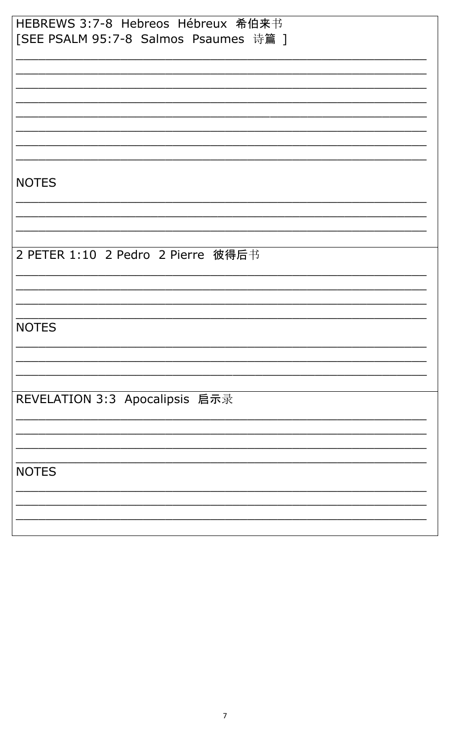HEBREWS 3:7-8  Hebreos  Hébreux  希伯来书
[SEE PSALM 95:7-8  Salmos  Psaumes  诗篇 ]

\_\_\_\_\_\_\_\_\_\_\_\_\_\_\_\_\_\_\_\_\_\_\_\_\_\_\_\_\_\_\_\_\_\_\_\_\_\_\_\_\_\_\_\_\_\_\_\_\_\_\_\_\_\_\_\_

\_\_\_\_\_\_\_\_\_\_\_\_\_\_\_\_\_\_\_\_\_\_\_\_\_\_\_\_\_\_\_\_\_\_\_\_\_\_\_\_\_\_\_\_\_\_\_\_\_\_\_\_\_\_\_\_

\_\_\_\_\_\_\_\_\_\_\_\_\_\_\_\_\_\_\_\_\_\_\_\_\_\_\_\_\_\_\_\_\_\_\_\_\_\_\_\_\_\_\_\_\_\_\_\_\_\_\_\_\_\_\_\_

\_\_\_\_\_\_\_\_\_\_\_\_\_\_\_\_\_\_\_\_\_\_\_\_\_\_\_\_\_\_\_\_\_\_\_\_\_\_\_\_\_\_\_\_\_\_\_\_\_\_\_\_\_\_\_\_

\_\_\_\_\_\_\_\_\_\_\_\_\_\_\_\_\_\_\_\_\_\_\_\_\_\_\_\_\_\_\_\_\_\_\_\_\_\_\_\_\_\_\_\_\_\_\_\_\_\_\_\_\_\_\_\_

\_\_\_\_\_\_\_\_\_\_\_\_\_\_\_\_\_\_\_\_\_\_\_\_\_\_\_\_\_\_\_\_\_\_\_\_\_\_\_\_\_\_\_\_\_\_\_\_\_\_\_\_\_\_\_\_

\_\_\_\_\_\_\_\_\_\_\_\_\_\_\_\_\_\_\_\_\_\_\_\_\_\_\_\_\_\_\_\_\_\_\_\_\_\_\_\_\_\_\_\_\_\_\_\_\_\_\_\_\_\_\_\_

\_\_\_\_\_\_\_\_\_\_\_\_\_\_\_\_\_\_\_\_\_\_\_\_\_\_\_\_\_\_\_\_\_\_\_\_\_\_\_\_\_\_\_\_\_\_\_\_\_\_\_\_\_\_\_\_

NOTES

\_\_\_\_\_\_\_\_\_\_\_\_\_\_\_\_\_\_\_\_\_\_\_\_\_\_\_\_\_\_\_\_\_\_\_\_\_\_\_\_\_\_\_\_\_\_\_\_\_\_\_\_\_\_\_\_

\_\_\_\_\_\_\_\_\_\_\_\_\_\_\_\_\_\_\_\_\_\_\_\_\_\_\_\_\_\_\_\_\_\_\_\_\_\_\_\_\_\_\_\_\_\_\_\_\_\_\_\_\_\_\_\_

\_\_\_\_\_\_\_\_\_\_\_\_\_\_\_\_\_\_\_\_\_\_\_\_\_\_\_\_\_\_\_\_\_\_\_\_\_\_\_\_\_\_\_\_\_\_\_\_\_\_\_\_\_\_\_\_

2 PETER 1:10  2 Pedro  2 Pierre  彼得后书

\_\_\_\_\_\_\_\_\_\_\_\_\_\_\_\_\_\_\_\_\_\_\_\_\_\_\_\_\_\_\_\_\_\_\_\_\_\_\_\_\_\_\_\_\_\_\_\_\_\_\_\_\_\_\_\_

\_\_\_\_\_\_\_\_\_\_\_\_\_\_\_\_\_\_\_\_\_\_\_\_\_\_\_\_\_\_\_\_\_\_\_\_\_\_\_\_\_\_\_\_\_\_\_\_\_\_\_\_\_\_\_\_

\_\_\_\_\_\_\_\_\_\_\_\_\_\_\_\_\_\_\_\_\_\_\_\_\_\_\_\_\_\_\_\_\_\_\_\_\_\_\_\_\_\_\_\_\_\_\_\_\_\_\_\_\_\_\_\_

\_\_\_\_\_\_\_\_\_\_\_\_\_\_\_\_\_\_\_\_\_\_\_\_\_\_\_\_\_\_\_\_\_\_\_\_\_\_\_\_\_\_\_\_\_\_\_\_\_\_\_\_\_\_\_\_

NOTES

\_\_\_\_\_\_\_\_\_\_\_\_\_\_\_\_\_\_\_\_\_\_\_\_\_\_\_\_\_\_\_\_\_\_\_\_\_\_\_\_\_\_\_\_\_\_\_\_\_\_\_\_\_\_\_\_

\_\_\_\_\_\_\_\_\_\_\_\_\_\_\_\_\_\_\_\_\_\_\_\_\_\_\_\_\_\_\_\_\_\_\_\_\_\_\_\_\_\_\_\_\_\_\_\_\_\_\_\_\_\_\_\_

\_\_\_\_\_\_\_\_\_\_\_\_\_\_\_\_\_\_\_\_\_\_\_\_\_\_\_\_\_\_\_\_\_\_\_\_\_\_\_\_\_\_\_\_\_\_\_\_\_\_\_\_\_\_\_\_

REVELATION 3:3  Apocalipsis  启示录

\_\_\_\_\_\_\_\_\_\_\_\_\_\_\_\_\_\_\_\_\_\_\_\_\_\_\_\_\_\_\_\_\_\_\_\_\_\_\_\_\_\_\_\_\_\_\_\_\_\_\_\_\_\_\_\_

\_\_\_\_\_\_\_\_\_\_\_\_\_\_\_\_\_\_\_\_\_\_\_\_\_\_\_\_\_\_\_\_\_\_\_\_\_\_\_\_\_\_\_\_\_\_\_\_\_\_\_\_\_\_\_\_

\_\_\_\_\_\_\_\_\_\_\_\_\_\_\_\_\_\_\_\_\_\_\_\_\_\_\_\_\_\_\_\_\_\_\_\_\_\_\_\_\_\_\_\_\_\_\_\_\_\_\_\_\_\_\_\_

\_\_\_\_\_\_\_\_\_\_\_\_\_\_\_\_\_\_\_\_\_\_\_\_\_\_\_\_\_\_\_\_\_\_\_\_\_\_\_\_\_\_\_\_\_\_\_\_\_\_\_\_\_\_\_\_

NOTES

\_\_\_\_\_\_\_\_\_\_\_\_\_\_\_\_\_\_\_\_\_\_\_\_\_\_\_\_\_\_\_\_\_\_\_\_\_\_\_\_\_\_\_\_\_\_\_\_\_\_\_\_\_\_\_\_

\_\_\_\_\_\_\_\_\_\_\_\_\_\_\_\_\_\_\_\_\_\_\_\_\_\_\_\_\_\_\_\_\_\_\_\_\_\_\_\_\_\_\_\_\_\_\_\_\_\_\_\_\_\_\_\_

\_\_\_\_\_\_\_\_\_\_\_\_\_\_\_\_\_\_\_\_\_\_\_\_\_\_\_\_\_\_\_\_\_\_\_\_\_\_\_\_\_\_\_\_\_\_\_\_\_\_\_\_\_\_\_\_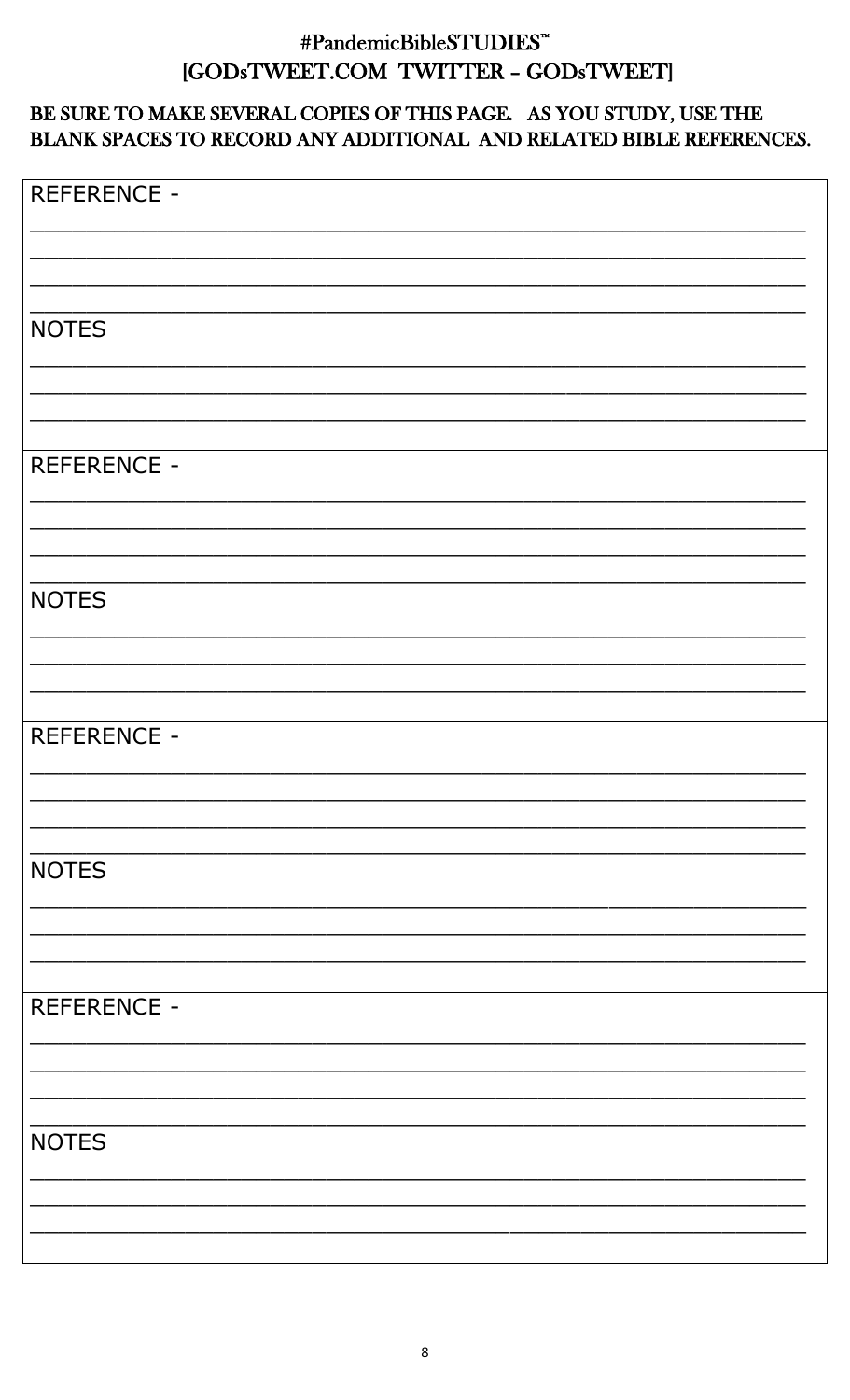# #PandemicBibleSTUDIES™
## [GODsTWEET.COM TWITTER – GODsTWEET]

**BE SURE TO MAKE SEVERAL COPIES OF THIS PAGE. AS YOU STUDY, USE THE BLANK SPACES TO RECORD ANY ADDITIONAL AND RELATED BIBLE REFERENCES.**

REFERENCE -

\_\_\_\_\_\_\_\_\_\_\_\_\_\_\_\_\_\_\_\_\_\_\_\_\_\_\_\_\_\_\_\_\_\_\_\_\_\_\_\_\_\_\_\_\_\_\_\_\_\_\_\_\_\_\_\_\_\_\_\_
\_\_\_\_\_\_\_\_\_\_\_\_\_\_\_\_\_\_\_\_\_\_\_\_\_\_\_\_\_\_\_\_\_\_\_\_\_\_\_\_\_\_\_\_\_\_\_\_\_\_\_\_\_\_\_\_\_\_\_\_
\_\_\_\_\_\_\_\_\_\_\_\_\_\_\_\_\_\_\_\_\_\_\_\_\_\_\_\_\_\_\_\_\_\_\_\_\_\_\_\_\_\_\_\_\_\_\_\_\_\_\_\_\_\_\_\_\_\_\_\_
\_\_\_\_\_\_\_\_\_\_\_\_\_\_\_\_\_\_\_\_\_\_\_\_\_\_\_\_\_\_\_\_\_\_\_\_\_\_\_\_\_\_\_\_\_\_\_\_\_\_\_\_\_\_\_\_\_\_\_\_

NOTES

\_\_\_\_\_\_\_\_\_\_\_\_\_\_\_\_\_\_\_\_\_\_\_\_\_\_\_\_\_\_\_\_\_\_\_\_\_\_\_\_\_\_\_\_\_\_\_\_\_\_\_\_\_\_\_\_\_\_\_\_
\_\_\_\_\_\_\_\_\_\_\_\_\_\_\_\_\_\_\_\_\_\_\_\_\_\_\_\_\_\_\_\_\_\_\_\_\_\_\_\_\_\_\_\_\_\_\_\_\_\_\_\_\_\_\_\_\_\_\_\_
\_\_\_\_\_\_\_\_\_\_\_\_\_\_\_\_\_\_\_\_\_\_\_\_\_\_\_\_\_\_\_\_\_\_\_\_\_\_\_\_\_\_\_\_\_\_\_\_\_\_\_\_\_\_\_\_\_\_\_\_

REFERENCE -

\_\_\_\_\_\_\_\_\_\_\_\_\_\_\_\_\_\_\_\_\_\_\_\_\_\_\_\_\_\_\_\_\_\_\_\_\_\_\_\_\_\_\_\_\_\_\_\_\_\_\_\_\_\_\_\_\_\_\_\_
\_\_\_\_\_\_\_\_\_\_\_\_\_\_\_\_\_\_\_\_\_\_\_\_\_\_\_\_\_\_\_\_\_\_\_\_\_\_\_\_\_\_\_\_\_\_\_\_\_\_\_\_\_\_\_\_\_\_\_\_
\_\_\_\_\_\_\_\_\_\_\_\_\_\_\_\_\_\_\_\_\_\_\_\_\_\_\_\_\_\_\_\_\_\_\_\_\_\_\_\_\_\_\_\_\_\_\_\_\_\_\_\_\_\_\_\_\_\_\_\_
\_\_\_\_\_\_\_\_\_\_\_\_\_\_\_\_\_\_\_\_\_\_\_\_\_\_\_\_\_\_\_\_\_\_\_\_\_\_\_\_\_\_\_\_\_\_\_\_\_\_\_\_\_\_\_\_\_\_\_\_

NOTES

\_\_\_\_\_\_\_\_\_\_\_\_\_\_\_\_\_\_\_\_\_\_\_\_\_\_\_\_\_\_\_\_\_\_\_\_\_\_\_\_\_\_\_\_\_\_\_\_\_\_\_\_\_\_\_\_\_\_\_\_
\_\_\_\_\_\_\_\_\_\_\_\_\_\_\_\_\_\_\_\_\_\_\_\_\_\_\_\_\_\_\_\_\_\_\_\_\_\_\_\_\_\_\_\_\_\_\_\_\_\_\_\_\_\_\_\_\_\_\_\_
\_\_\_\_\_\_\_\_\_\_\_\_\_\_\_\_\_\_\_\_\_\_\_\_\_\_\_\_\_\_\_\_\_\_\_\_\_\_\_\_\_\_\_\_\_\_\_\_\_\_\_\_\_\_\_\_\_\_\_\_

REFERENCE -

\_\_\_\_\_\_\_\_\_\_\_\_\_\_\_\_\_\_\_\_\_\_\_\_\_\_\_\_\_\_\_\_\_\_\_\_\_\_\_\_\_\_\_\_\_\_\_\_\_\_\_\_\_\_\_\_\_\_\_\_
\_\_\_\_\_\_\_\_\_\_\_\_\_\_\_\_\_\_\_\_\_\_\_\_\_\_\_\_\_\_\_\_\_\_\_\_\_\_\_\_\_\_\_\_\_\_\_\_\_\_\_\_\_\_\_\_\_\_\_\_
\_\_\_\_\_\_\_\_\_\_\_\_\_\_\_\_\_\_\_\_\_\_\_\_\_\_\_\_\_\_\_\_\_\_\_\_\_\_\_\_\_\_\_\_\_\_\_\_\_\_\_\_\_\_\_\_\_\_\_\_
\_\_\_\_\_\_\_\_\_\_\_\_\_\_\_\_\_\_\_\_\_\_\_\_\_\_\_\_\_\_\_\_\_\_\_\_\_\_\_\_\_\_\_\_\_\_\_\_\_\_\_\_\_\_\_\_\_\_\_\_

NOTES

\_\_\_\_\_\_\_\_\_\_\_\_\_\_\_\_\_\_\_\_\_\_\_\_\_\_\_\_\_\_\_\_\_\_\_\_\_\_\_\_\_\_\_\_\_\_\_\_\_\_\_\_\_\_\_\_\_\_\_\_
\_\_\_\_\_\_\_\_\_\_\_\_\_\_\_\_\_\_\_\_\_\_\_\_\_\_\_\_\_\_\_\_\_\_\_\_\_\_\_\_\_\_\_\_\_\_\_\_\_\_\_\_\_\_\_\_\_\_\_\_
\_\_\_\_\_\_\_\_\_\_\_\_\_\_\_\_\_\_\_\_\_\_\_\_\_\_\_\_\_\_\_\_\_\_\_\_\_\_\_\_\_\_\_\_\_\_\_\_\_\_\_\_\_\_\_\_\_\_\_\_

REFERENCE -

\_\_\_\_\_\_\_\_\_\_\_\_\_\_\_\_\_\_\_\_\_\_\_\_\_\_\_\_\_\_\_\_\_\_\_\_\_\_\_\_\_\_\_\_\_\_\_\_\_\_\_\_\_\_\_\_\_\_\_\_
\_\_\_\_\_\_\_\_\_\_\_\_\_\_\_\_\_\_\_\_\_\_\_\_\_\_\_\_\_\_\_\_\_\_\_\_\_\_\_\_\_\_\_\_\_\_\_\_\_\_\_\_\_\_\_\_\_\_\_\_
\_\_\_\_\_\_\_\_\_\_\_\_\_\_\_\_\_\_\_\_\_\_\_\_\_\_\_\_\_\_\_\_\_\_\_\_\_\_\_\_\_\_\_\_\_\_\_\_\_\_\_\_\_\_\_\_\_\_\_\_
\_\_\_\_\_\_\_\_\_\_\_\_\_\_\_\_\_\_\_\_\_\_\_\_\_\_\_\_\_\_\_\_\_\_\_\_\_\_\_\_\_\_\_\_\_\_\_\_\_\_\_\_\_\_\_\_\_\_\_\_

NOTES

\_\_\_\_\_\_\_\_\_\_\_\_\_\_\_\_\_\_\_\_\_\_\_\_\_\_\_\_\_\_\_\_\_\_\_\_\_\_\_\_\_\_\_\_\_\_\_\_\_\_\_\_\_\_\_\_\_\_\_\_
\_\_\_\_\_\_\_\_\_\_\_\_\_\_\_\_\_\_\_\_\_\_\_\_\_\_\_\_\_\_\_\_\_\_\_\_\_\_\_\_\_\_\_\_\_\_\_\_\_\_\_\_\_\_\_\_\_\_\_\_
\_\_\_\_\_\_\_\_\_\_\_\_\_\_\_\_\_\_\_\_\_\_\_\_\_\_\_\_\_\_\_\_\_\_\_\_\_\_\_\_\_\_\_\_\_\_\_\_\_\_\_\_\_\_\_\_\_\_\_\_